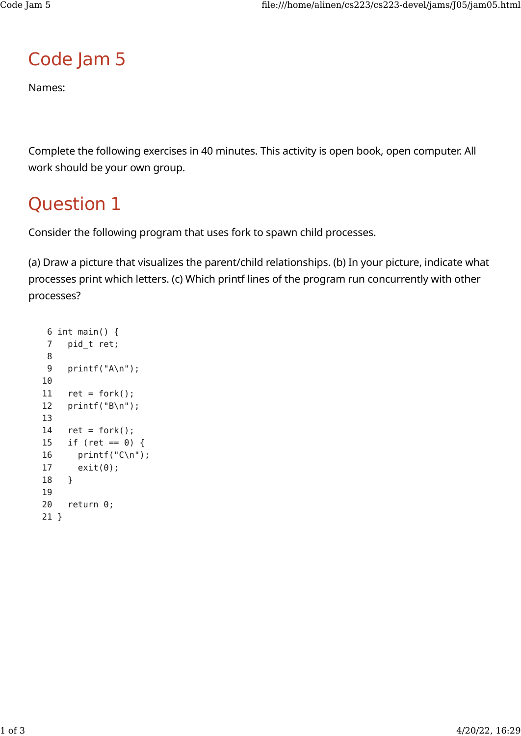# Code Jam 5

Names:

Complete the following exercises in 40 minutes. This activity is open book, open computer. All work should be your own group.

# Question 1

Consider the following program that uses fork to spawn child processes.

(a) Draw a picture that visualizes the parent/child relationships. (b) In your picture, indicate what processes print which letters. (c) Which printf lines of the program run concurrently with other processes?

```
 6 int main() {
 7   pid_t ret;
 8
 9   printf("A\n");
10
11   ret = fork();
12   printf("B\n");
13
14   ret = fork();
15   if (ret == 0) {
16     printf("C\n");
17     exit(0);
18   }
19
20   return 0;
21 }
```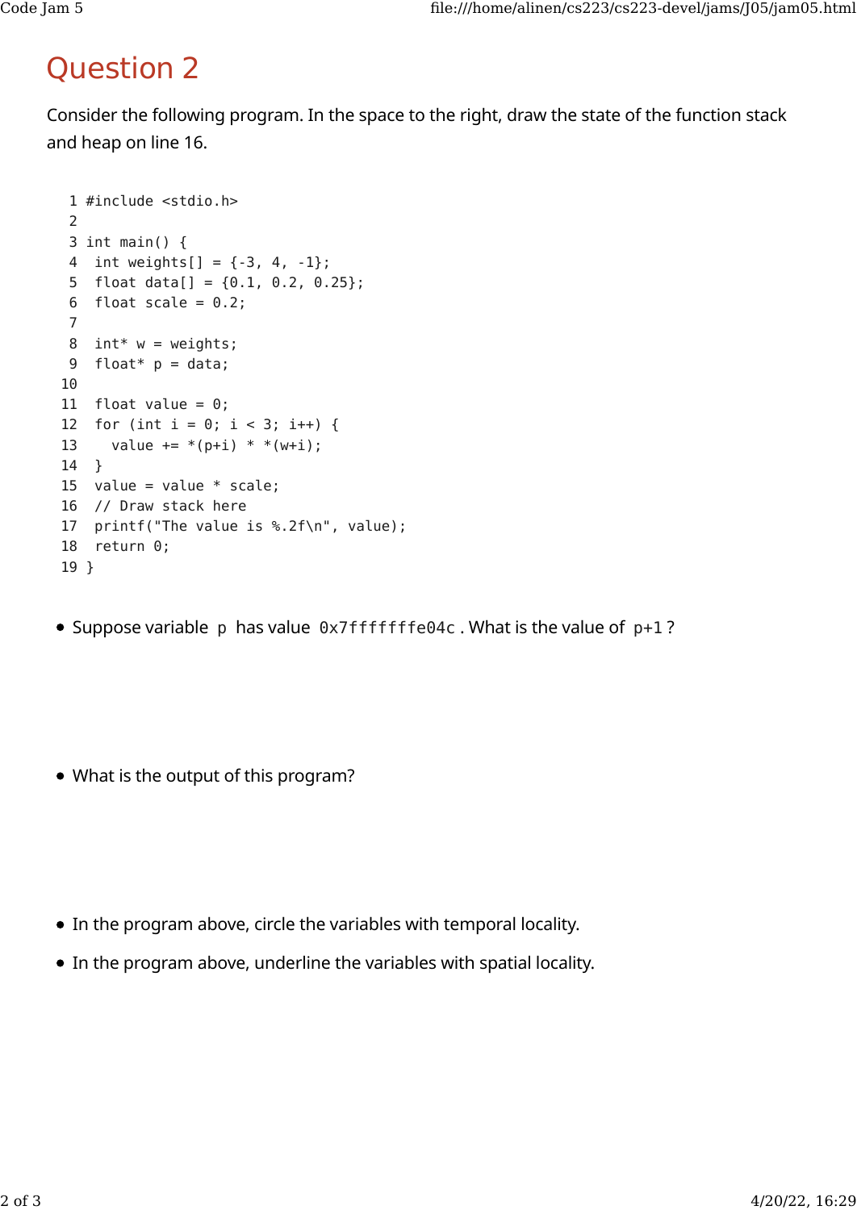## Question 2

Consider the following program. In the space to the right, draw the state of the function stack and heap on line 16.

```
 1 #include <stdio.h>
 2 
 3 int main() {
 4  int weights[] = {-3, 4, -1};
 5  float data[] = {0.1, 0.2, 0.25};
 6  float scale = 0.2;
 7 
 8  int* w = weights;
 9  float* p = data;
10 
11  float value = 0;
12  for (int i = 0; i < 3; i++) {
13    value += *(p+i) * *(w+i);
14  }
15  value = value * scale;
16  // Draw stack here
17  printf("The value is %.2f\n", value);
18  return 0;
19 }
```

- Suppose variable `p` has value `0x7fffffffe04c`. What is the value of `p+1`?

- What is the output of this program?

- In the program above, circle the variables with temporal locality.
- In the program above, underline the variables with spatial locality.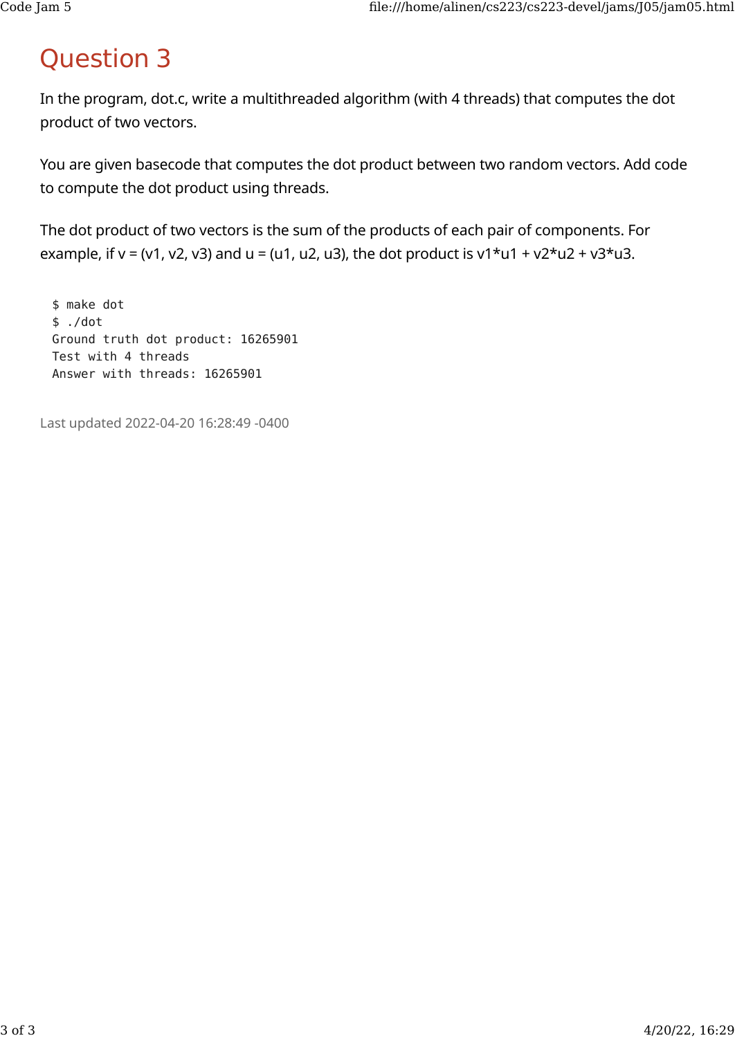## Question 3

In the program, dot.c, write a multithreaded algorithm (with 4 threads) that computes the dot product of two vectors.

You are given basecode that computes the dot product between two random vectors. Add code to compute the dot product using threads.

The dot product of two vectors is the sum of the products of each pair of components. For example, if v = (v1, v2, v3) and u = (u1, u2, u3), the dot product is v1*u1 + v2*u2 + v3*u3.

```
$ make dot
$ ./dot
Ground truth dot product: 16265901
Test with 4 threads
Answer with threads: 16265901
```

Last updated 2022-04-20 16:28:49 -0400